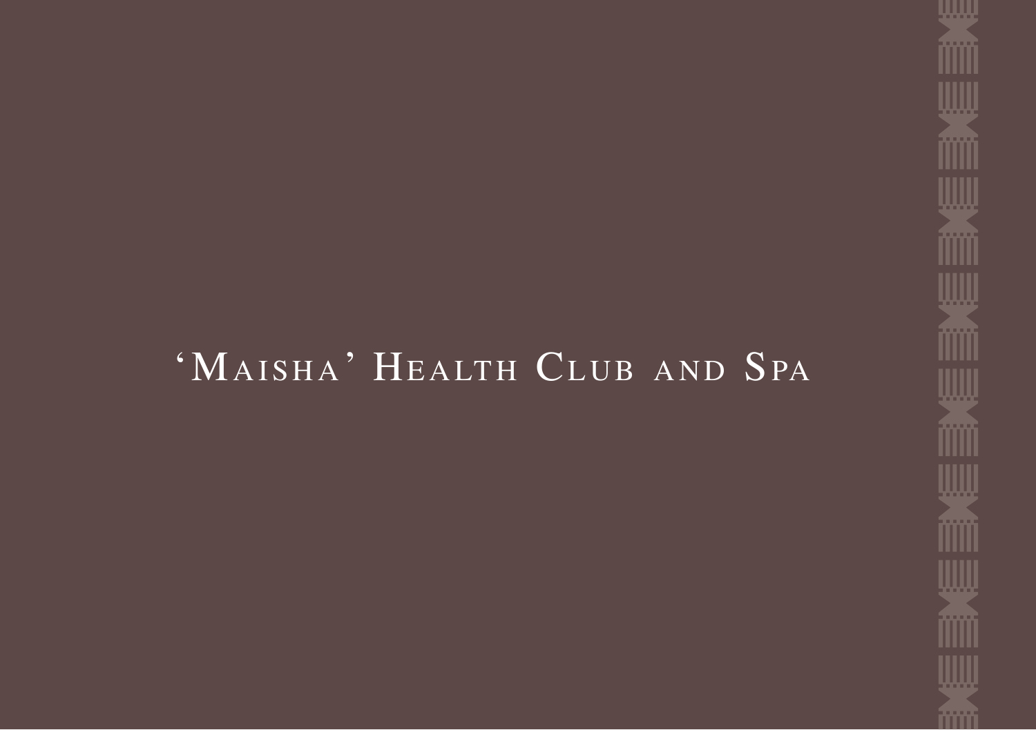# ‘Maisha’ Health Club and Spa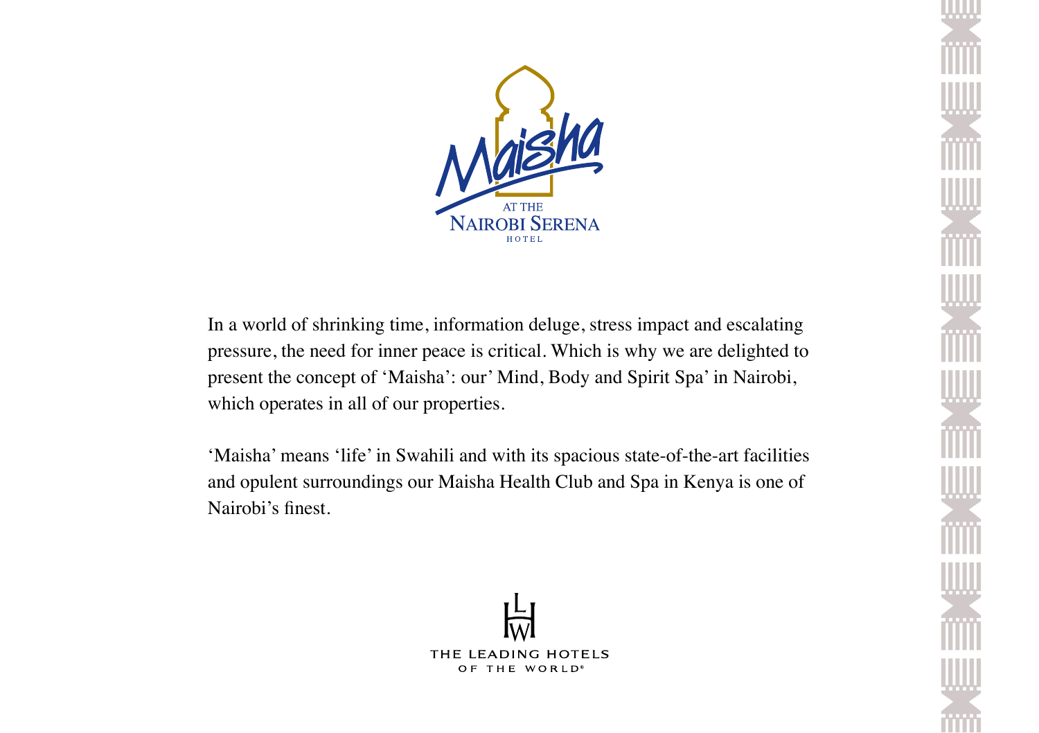# Maisha

AT THE
NAIROBI SERENA
HOTEL

In a world of shrinking time, information deluge, stress impact and escalating pressure, the need for inner peace is critical. Which is why we are delighted to present the concept of 'Maisha': our' Mind, Body and Spirit Spa' in Nairobi, which operates in all of our properties.

'Maisha' means 'life' in Swahili and with its spacious state-of-the-art facilities and opulent surroundings our Maisha Health Club and Spa in Kenya is one of Nairobi's finest.

THE LEADING HOTELS OF THE WORLD®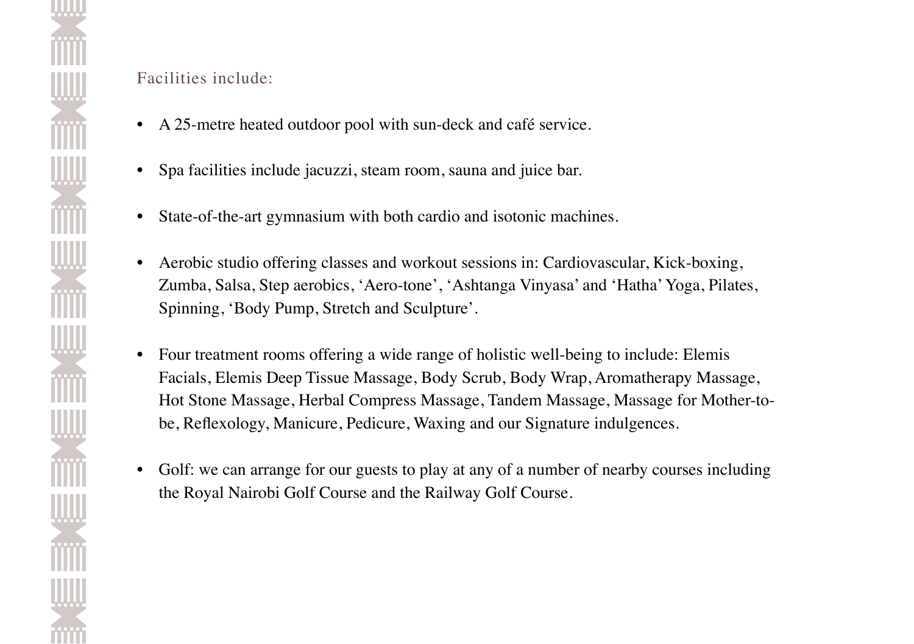Facilities include:

- A 25-metre heated outdoor pool with sun-deck and café service.
- Spa facilities include jacuzzi, steam room, sauna and juice bar.
- State-of-the-art gymnasium with both cardio and isotonic machines.
- Aerobic studio offering classes and workout sessions in: Cardiovascular, Kick-boxing, Zumba, Salsa, Step aerobics, 'Aero-tone', 'Ashtanga Vinyasa' and 'Hatha' Yoga, Pilates, Spinning, 'Body Pump, Stretch and Sculpture'.
- Four treatment rooms offering a wide range of holistic well-being to include: Elemis Facials, Elemis Deep Tissue Massage, Body Scrub, Body Wrap, Aromatherapy Massage, Hot Stone Massage, Herbal Compress Massage, Tandem Massage, Massage for Mother-to-be, Reflexology, Manicure, Pedicure, Waxing and our Signature indulgences.
- Golf: we can arrange for our guests to play at any of a number of nearby courses including the Royal Nairobi Golf Course and the Railway Golf Course.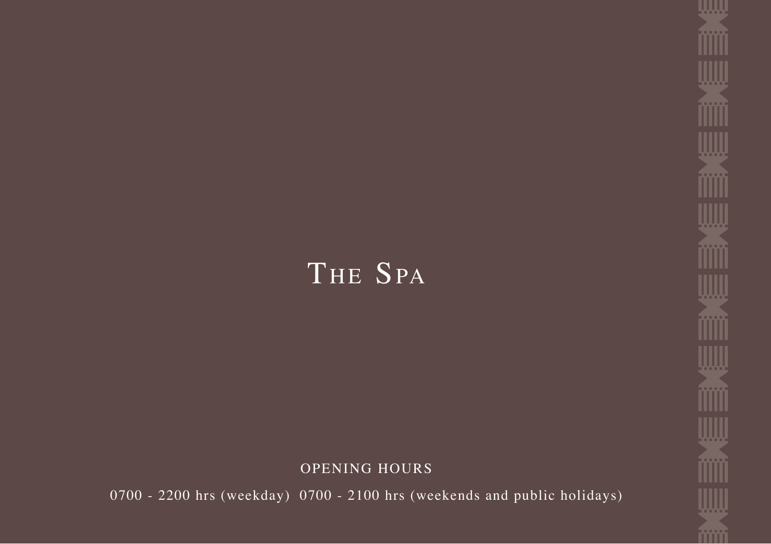# The Spa

OPENING HOURS

0700 - 2200 hrs (weekday)  0700 - 2100 hrs (weekends and public holidays)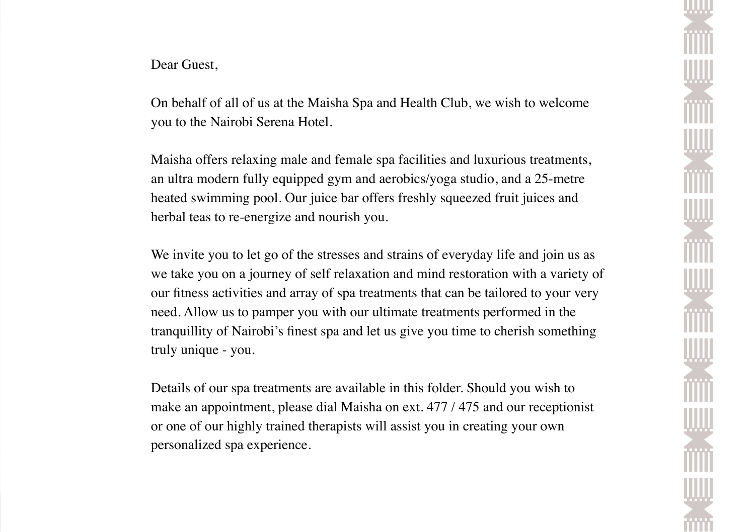Dear Guest,

On behalf of all of us at the Maisha Spa and Health Club, we wish to welcome you to the Nairobi Serena Hotel.

Maisha offers relaxing male and female spa facilities and luxurious treatments, an ultra modern fully equipped gym and aerobics/yoga studio, and a 25-metre heated swimming pool. Our juice bar offers freshly squeezed fruit juices and herbal teas to re-energize and nourish you.

We invite you to let go of the stresses and strains of everyday life and join us as we take you on a journey of self relaxation and mind restoration with a variety of our fitness activities and array of spa treatments that can be tailored to your very need. Allow us to pamper you with our ultimate treatments performed in the tranquillity of Nairobi's finest spa and let us give you time to cherish something truly unique - you.

Details of our spa treatments are available in this folder. Should you wish to make an appointment, please dial Maisha on ext. 477 / 475 and our receptionist or one of our highly trained therapists will assist you in creating your own personalized spa experience.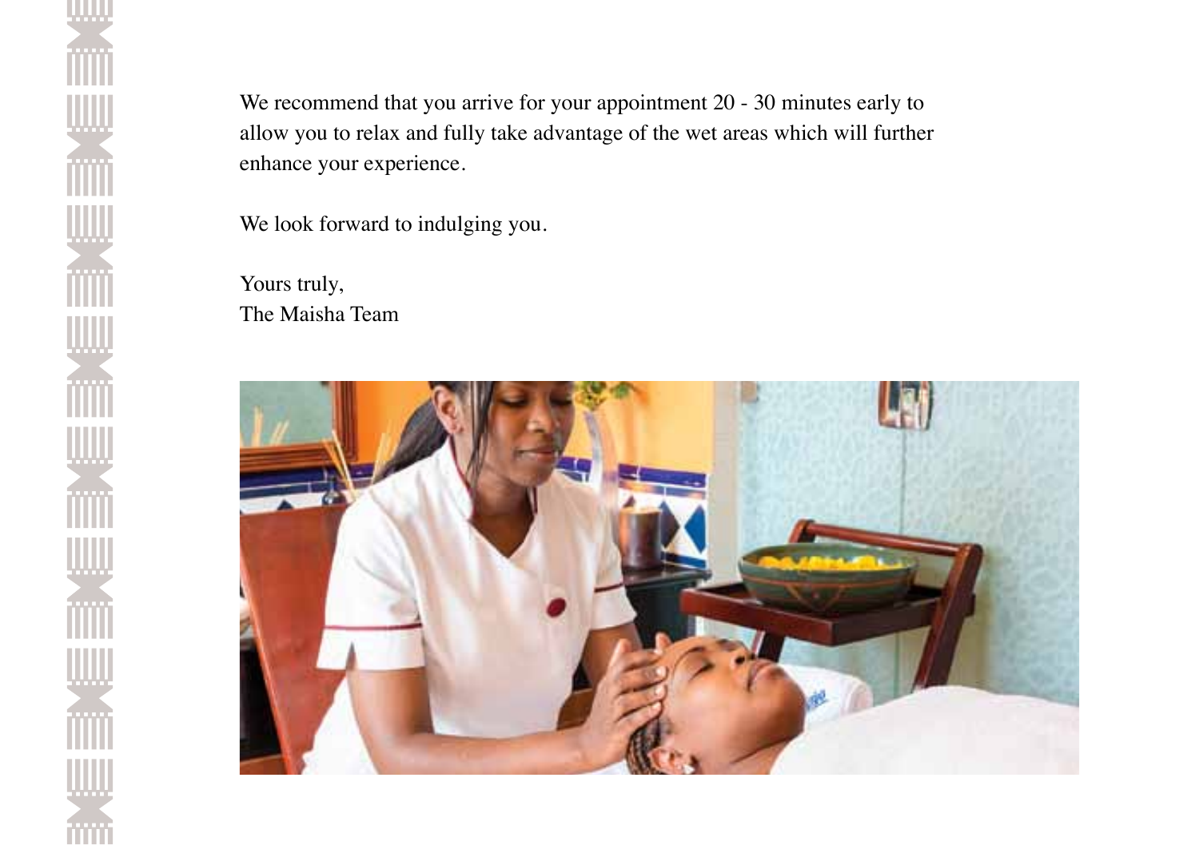We recommend that you arrive for your appointment 20 - 30 minutes early to allow you to relax and fully take advantage of the wet areas which will further enhance your experience.

We look forward to indulging you.

Yours truly,
The Maisha Team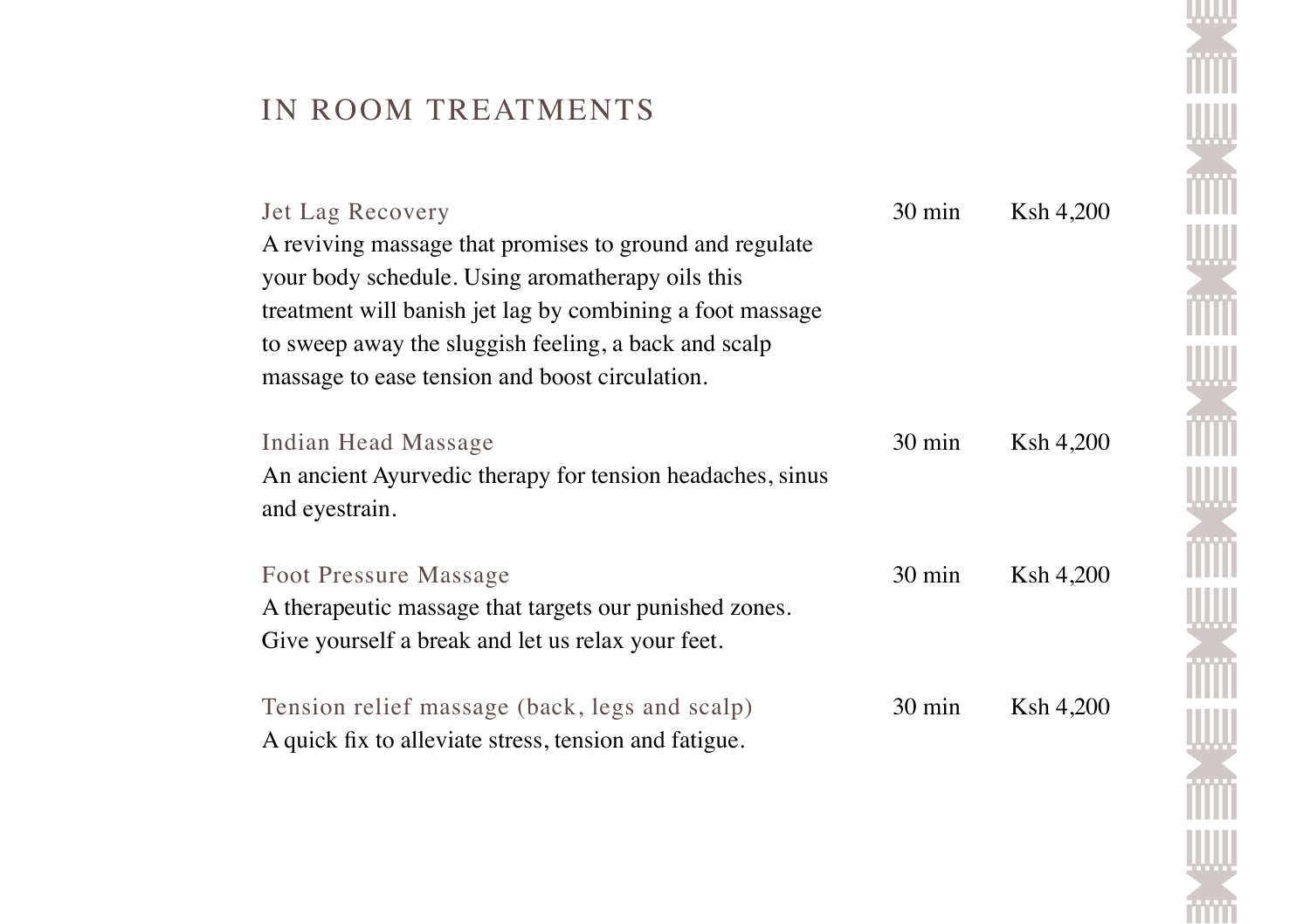# IN ROOM TREATMENTS

### Jet Lag Recovery — 30 min — Ksh 4,200

A reviving massage that promises to ground and regulate your body schedule. Using aromatherapy oils this treatment will banish jet lag by combining a foot massage to sweep away the sluggish feeling, a back and scalp massage to ease tension and boost circulation.

### Indian Head Massage — 30 min — Ksh 4,200

An ancient Ayurvedic therapy for tension headaches, sinus and eyestrain.

### Foot Pressure Massage — 30 min — Ksh 4,200

A therapeutic massage that targets our punished zones. Give yourself a break and let us relax your feet.

### Tension relief massage (back, legs and scalp) — 30 min — Ksh 4,200

A quick fix to alleviate stress, tension and fatigue.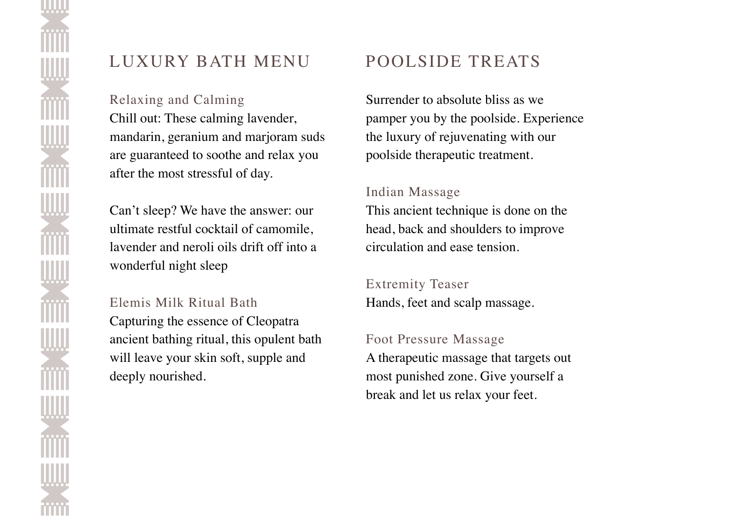## LUXURY BATH MENU

### Relaxing and Calming

Chill out: These calming lavender, mandarin, geranium and marjoram suds are guaranteed to soothe and relax you after the most stressful of day.

Can't sleep? We have the answer: our ultimate restful cocktail of camomile, lavender and neroli oils drift off into a wonderful night sleep

### Elemis Milk Ritual Bath

Capturing the essence of Cleopatra ancient bathing ritual, this opulent bath will leave your skin soft, supple and deeply nourished.

## POOLSIDE TREATS

Surrender to absolute bliss as we pamper you by the poolside. Experience the luxury of rejuvenating with our poolside therapeutic treatment.

### Indian Massage

This ancient technique is done on the head, back and shoulders to improve circulation and ease tension.

### Extremity Teaser

Hands, feet and scalp massage.

### Foot Pressure Massage

A therapeutic massage that targets out most punished zone. Give yourself a break and let us relax your feet.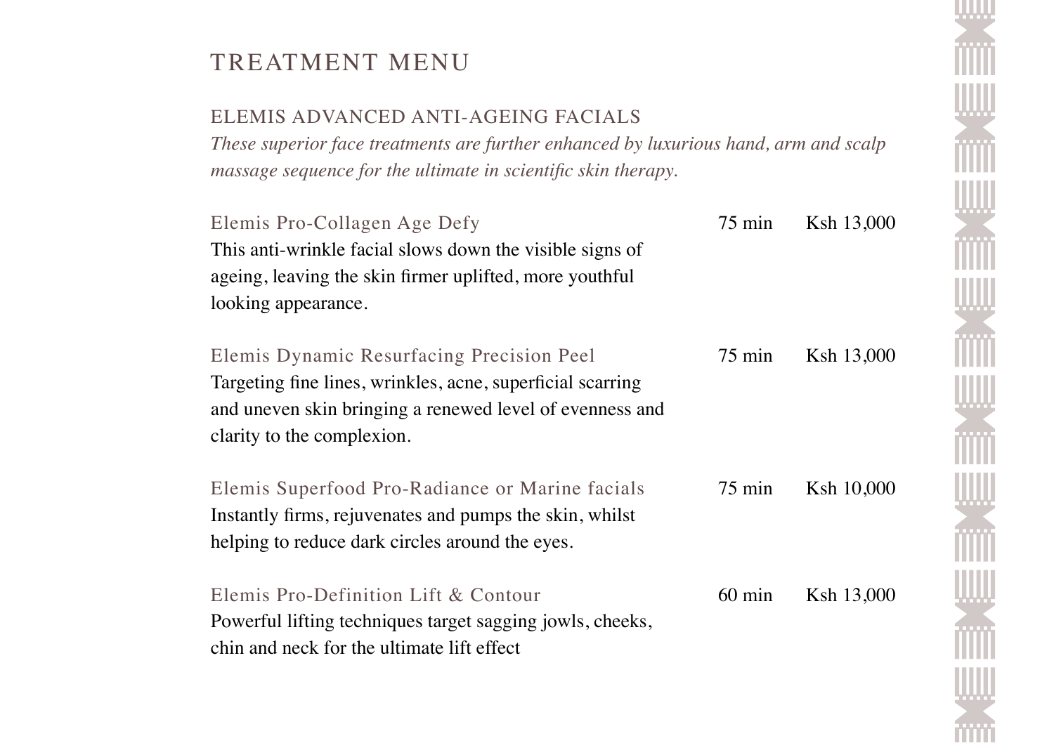# TREATMENT MENU

## ELEMIS ADVANCED ANTI-AGEING FACIALS

*These superior face treatments are further enhanced by luxurious hand, arm and scalp massage sequence for the ultimate in scientific skin therapy.*

### Elemis Pro-Collagen Age Defy — 75 min — Ksh 13,000

This anti-wrinkle facial slows down the visible signs of ageing, leaving the skin firmer uplifted, more youthful looking appearance.

### Elemis Dynamic Resurfacing Precision Peel — 75 min — Ksh 13,000

Targeting fine lines, wrinkles, acne, superficial scarring and uneven skin bringing a renewed level of evenness and clarity to the complexion.

### Elemis Superfood Pro-Radiance or Marine facials — 75 min — Ksh 10,000

Instantly firms, rejuvenates and pumps the skin, whilst helping to reduce dark circles around the eyes.

### Elemis Pro-Definition Lift & Contour — 60 min — Ksh 13,000

Powerful lifting techniques target sagging jowls, cheeks, chin and neck for the ultimate lift effect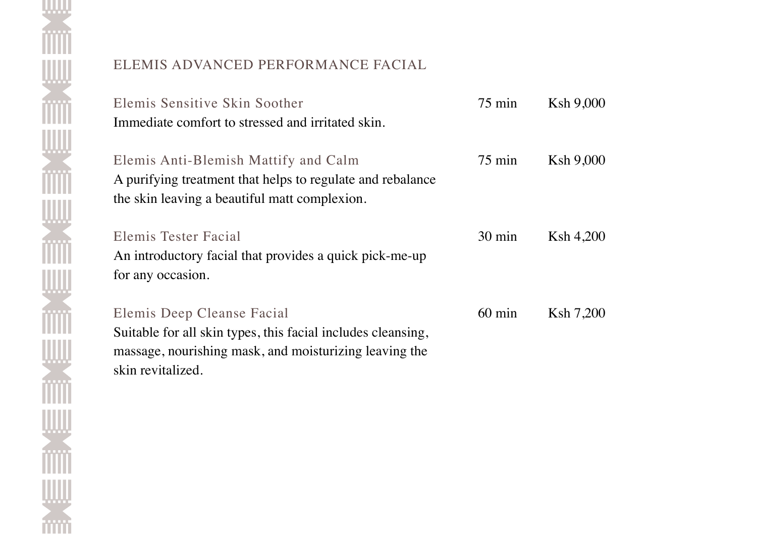## ELEMIS ADVANCED PERFORMANCE FACIAL

### Elemis Sensitive Skin Soother

75 min — Ksh 9,000

Immediate comfort to stressed and irritated skin.

### Elemis Anti-Blemish Mattify and Calm

75 min — Ksh 9,000

A purifying treatment that helps to regulate and rebalance the skin leaving a beautiful matt complexion.

### Elemis Tester Facial

30 min — Ksh 4,200

An introductory facial that provides a quick pick-me-up for any occasion.

### Elemis Deep Cleanse Facial

60 min — Ksh 7,200

Suitable for all skin types, this facial includes cleansing, massage, nourishing mask, and moisturizing leaving the skin revitalized.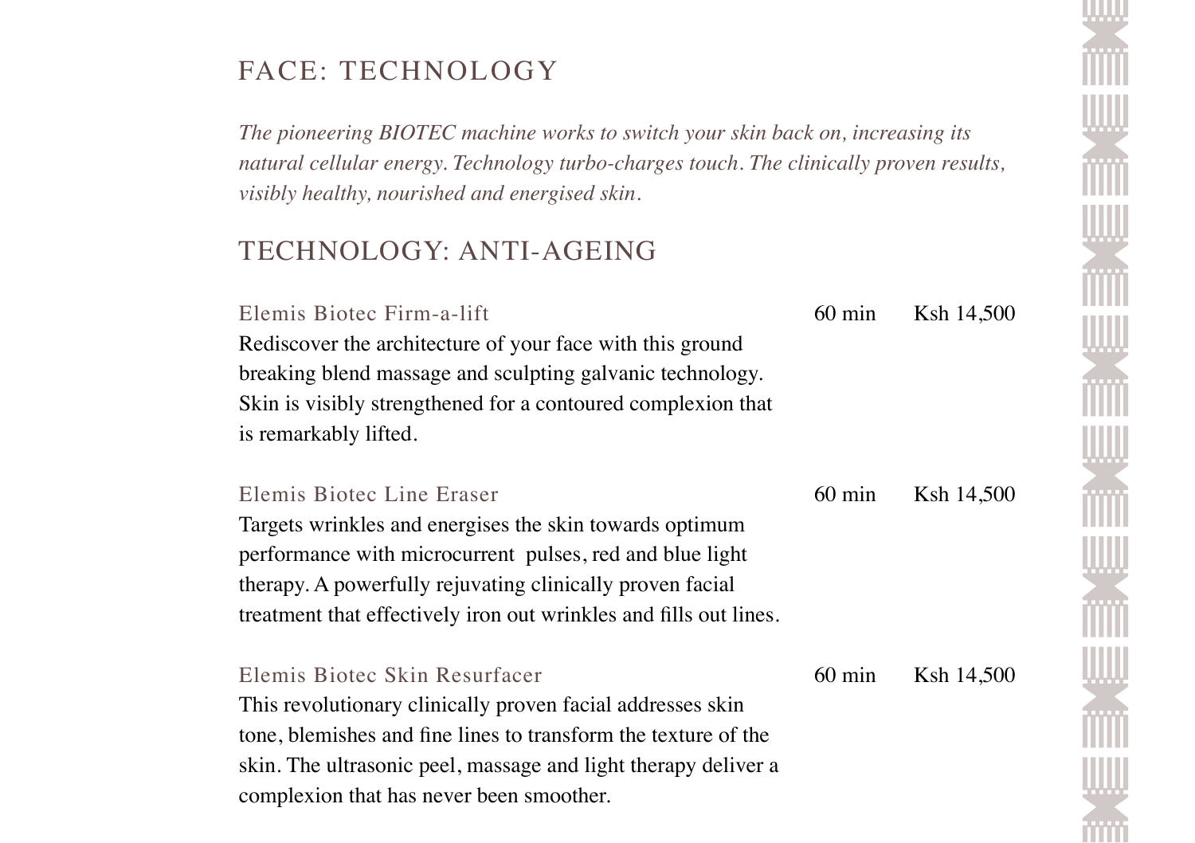# FACE: TECHNOLOGY

*The pioneering BIOTEC machine works to switch your skin back on, increasing its natural cellular energy. Technology turbo-charges touch. The clinically proven results, visibly healthy, nourished and energised skin.*

## TECHNOLOGY: ANTI-AGEING

### Elemis Biotec Firm-a-lift — 60 min — Ksh 14,500

Rediscover the architecture of your face with this ground breaking blend massage and sculpting galvanic technology. Skin is visibly strengthened for a contoured complexion that is remarkably lifted.

### Elemis Biotec Line Eraser — 60 min — Ksh 14,500

Targets wrinkles and energises the skin towards optimum performance with microcurrent pulses, red and blue light therapy. A powerfully rejuvating clinically proven facial treatment that effectively iron out wrinkles and fills out lines.

### Elemis Biotec Skin Resurfacer — 60 min — Ksh 14,500

This revolutionary clinically proven facial addresses skin tone, blemishes and fine lines to transform the texture of the skin. The ultrasonic peel, massage and light therapy deliver a complexion that has never been smoother.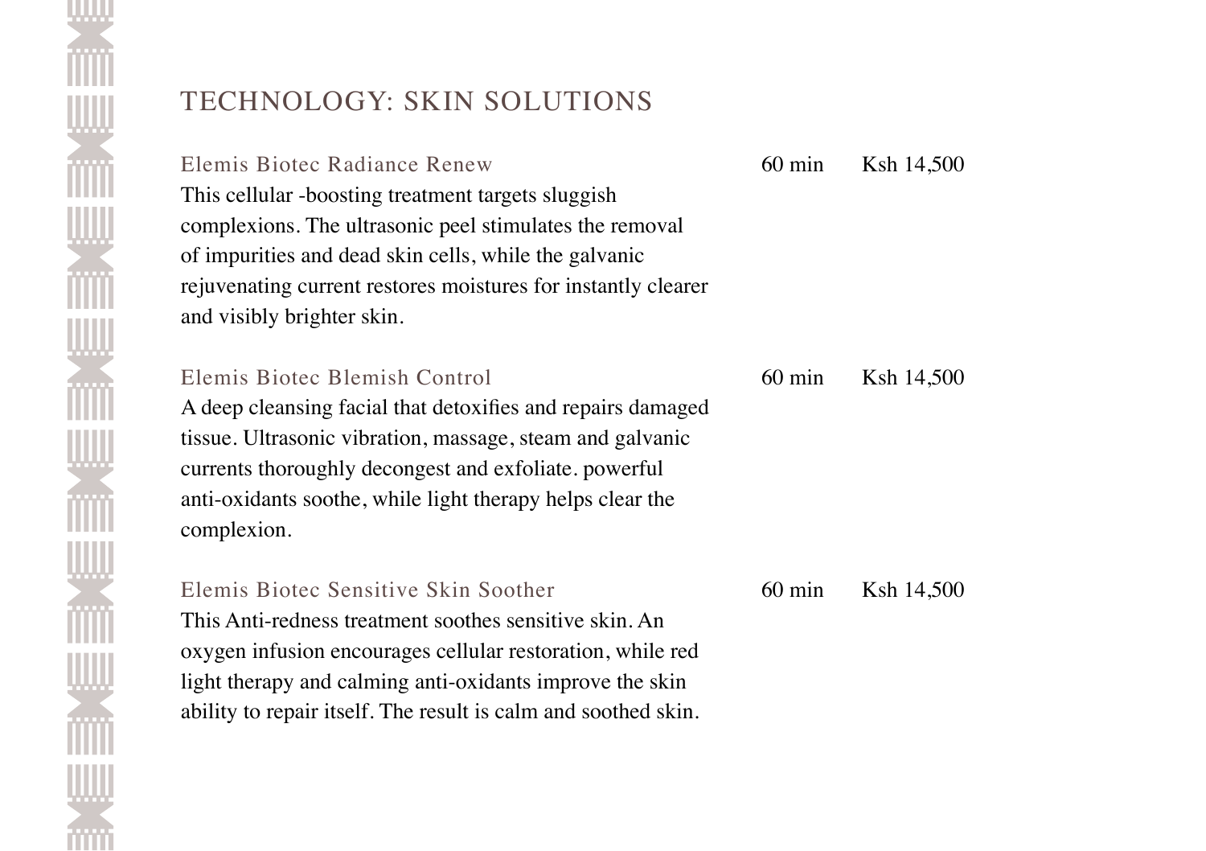## TECHNOLOGY: SKIN SOLUTIONS

### Elemis Biotec Radiance Renew — 60 min — Ksh 14,500

This cellular -boosting treatment targets sluggish complexions. The ultrasonic peel stimulates the removal of impurities and dead skin cells, while the galvanic rejuvenating current restores moistures for instantly clearer and visibly brighter skin.

### Elemis Biotec Blemish Control — 60 min — Ksh 14,500

A deep cleansing facial that detoxifies and repairs damaged tissue. Ultrasonic vibration, massage, steam and galvanic currents thoroughly decongest and exfoliate. powerful anti-oxidants soothe, while light therapy helps clear the complexion.

### Elemis Biotec Sensitive Skin Soother — 60 min — Ksh 14,500

This Anti-redness treatment soothes sensitive skin. An oxygen infusion encourages cellular restoration, while red light therapy and calming anti-oxidants improve the skin ability to repair itself. The result is calm and soothed skin.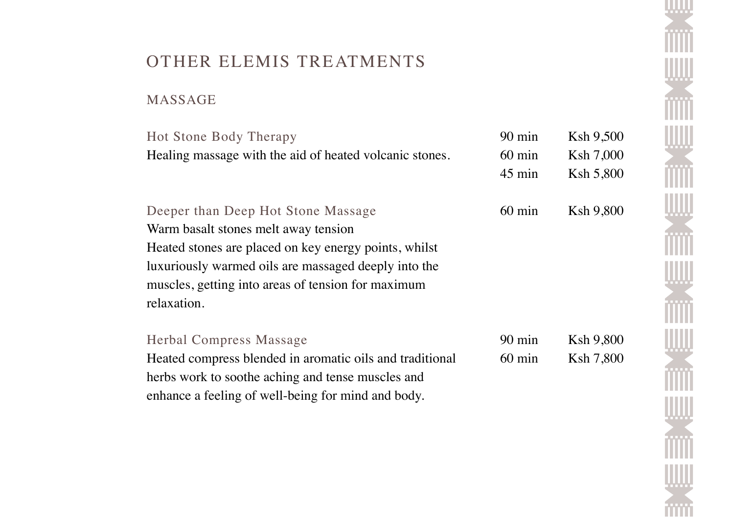# OTHER ELEMIS TREATMENTS

## MASSAGE

| Treatment | Duration | Price |
| --- | --- | --- |
| **Hot Stone Body Therapy**<br>Healing massage with the aid of heated volcanic stones. | 90 min<br>60 min<br>45 min | Ksh 9,500<br>Ksh 7,000<br>Ksh 5,800 |
| **Deeper than Deep Hot Stone Massage**<br>Warm basalt stones melt away tension<br>Heated stones are placed on key energy points, whilst luxuriously warmed oils are massaged deeply into the muscles, getting into areas of tension for maximum relaxation. | 60 min | Ksh 9,800 |
| **Herbal Compress Massage**<br>Heated compress blended in aromatic oils and traditional herbs work to soothe aching and tense muscles and enhance a feeling of well-being for mind and body. | 90 min<br>60 min | Ksh 9,800<br>Ksh 7,800 |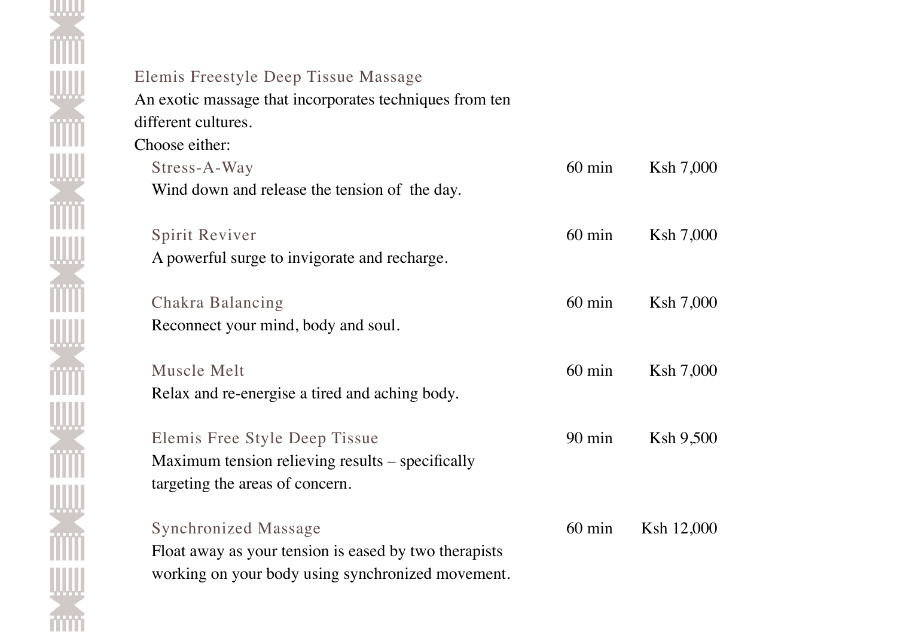## Elemis Freestyle Deep Tissue Massage

An exotic massage that incorporates techniques from ten different cultures.

Choose either:

### Stress-A-Way — 60 min — Ksh 7,000

Wind down and release the tension of the day.

### Spirit Reviver — 60 min — Ksh 7,000

A powerful surge to invigorate and recharge.

### Chakra Balancing — 60 min — Ksh 7,000

Reconnect your mind, body and soul.

### Muscle Melt — 60 min — Ksh 7,000

Relax and re-energise a tired and aching body.

### Elemis Free Style Deep Tissue — 90 min — Ksh 9,500

Maximum tension relieving results – specifically targeting the areas of concern.

### Synchronized Massage — 60 min — Ksh 12,000

Float away as your tension is eased by two therapists working on your body using synchronized movement.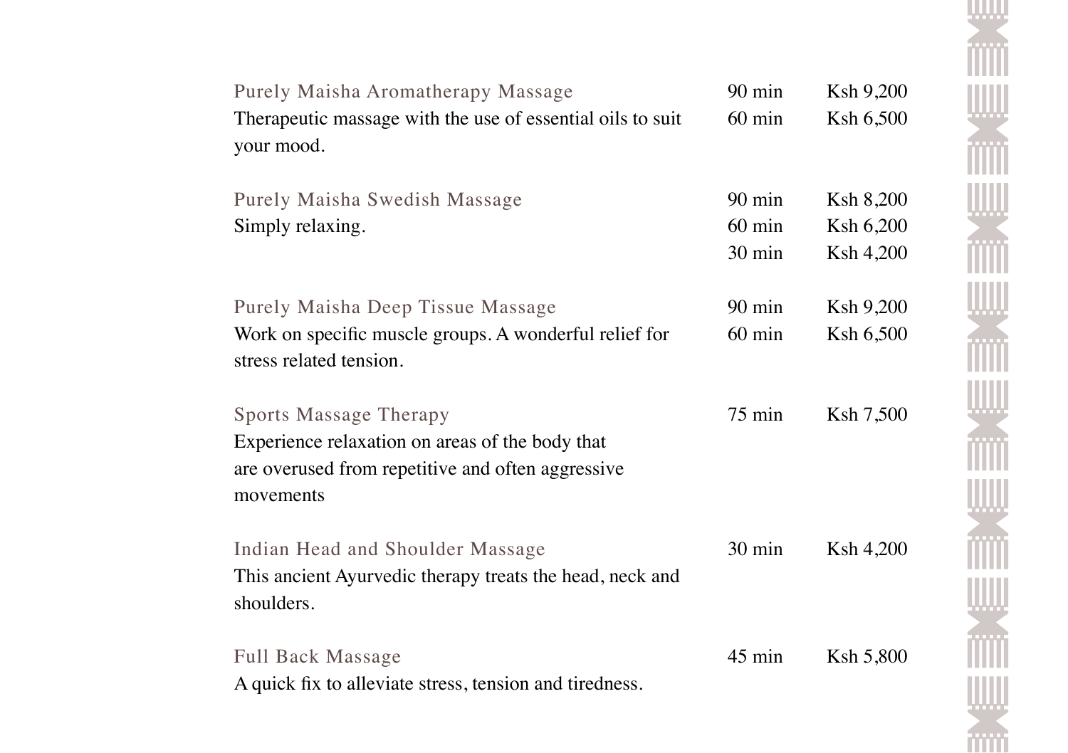Purely Maisha Aromatherapy Massage — 90 min — Ksh 9,200

Therapeutic massage with the use of essential oils to suit your mood. — 60 min — Ksh 6,500

Purely Maisha Swedish Massage — 90 min — Ksh 8,200

Simply relaxing. — 60 min — Ksh 6,200

30 min — Ksh 4,200

Purely Maisha Deep Tissue Massage — 90 min — Ksh 9,200

Work on specific muscle groups. A wonderful relief for stress related tension. — 60 min — Ksh 6,500

Sports Massage Therapy — 75 min — Ksh 7,500

Experience relaxation on areas of the body that are overused from repetitive and often aggressive movements

Indian Head and Shoulder Massage — 30 min — Ksh 4,200

This ancient Ayurvedic therapy treats the head, neck and shoulders.

Full Back Massage — 45 min — Ksh 5,800

A quick fix to alleviate stress, tension and tiredness.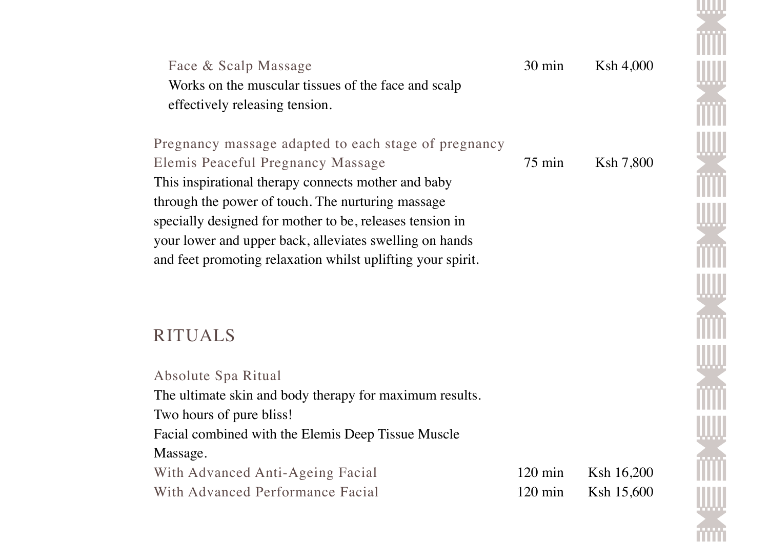Face & Scalp Massage — 30 min — Ksh 4,000

Works on the muscular tissues of the face and scalp effectively releasing tension.

Pregnancy massage adapted to each stage of pregnancy

Elemis Peaceful Pregnancy Massage — 75 min — Ksh 7,800

This inspirational therapy connects mother and baby through the power of touch. The nurturing massage specially designed for mother to be, releases tension in your lower and upper back, alleviates swelling on hands and feet promoting relaxation whilst uplifting your spirit.

## RITUALS

Absolute Spa Ritual

The ultimate skin and body therapy for maximum results. Two hours of pure bliss!

Facial combined with the Elemis Deep Tissue Muscle Massage.

| Treatment | Duration | Price |
|---|---|---|
| With Advanced Anti-Ageing Facial | 120 min | Ksh 16,200 |
| With Advanced Performance Facial | 120 min | Ksh 15,600 |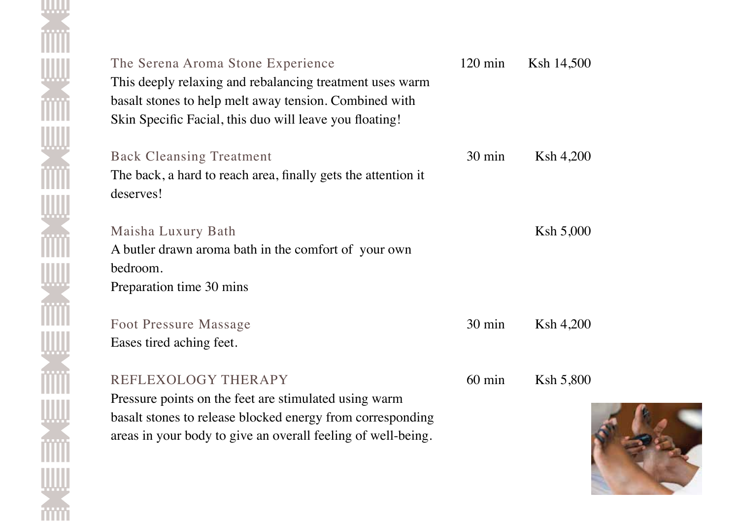### The Serena Aroma Stone Experience — 120 min — Ksh 14,500

This deeply relaxing and rebalancing treatment uses warm basalt stones to help melt away tension. Combined with Skin Specific Facial, this duo will leave you floating!

### Back Cleansing Treatment — 30 min — Ksh 4,200

The back, a hard to reach area, finally gets the attention it deserves!

### Maisha Luxury Bath — Ksh 5,000

A butler drawn aroma bath in the comfort of your own bedroom.

Preparation time 30 mins

### Foot Pressure Massage — 30 min — Ksh 4,200

Eases tired aching feet.

### REFLEXOLOGY THERAPY — 60 min — Ksh 5,800

Pressure points on the feet are stimulated using warm basalt stones to release blocked energy from corresponding areas in your body to give an overall feeling of well-being.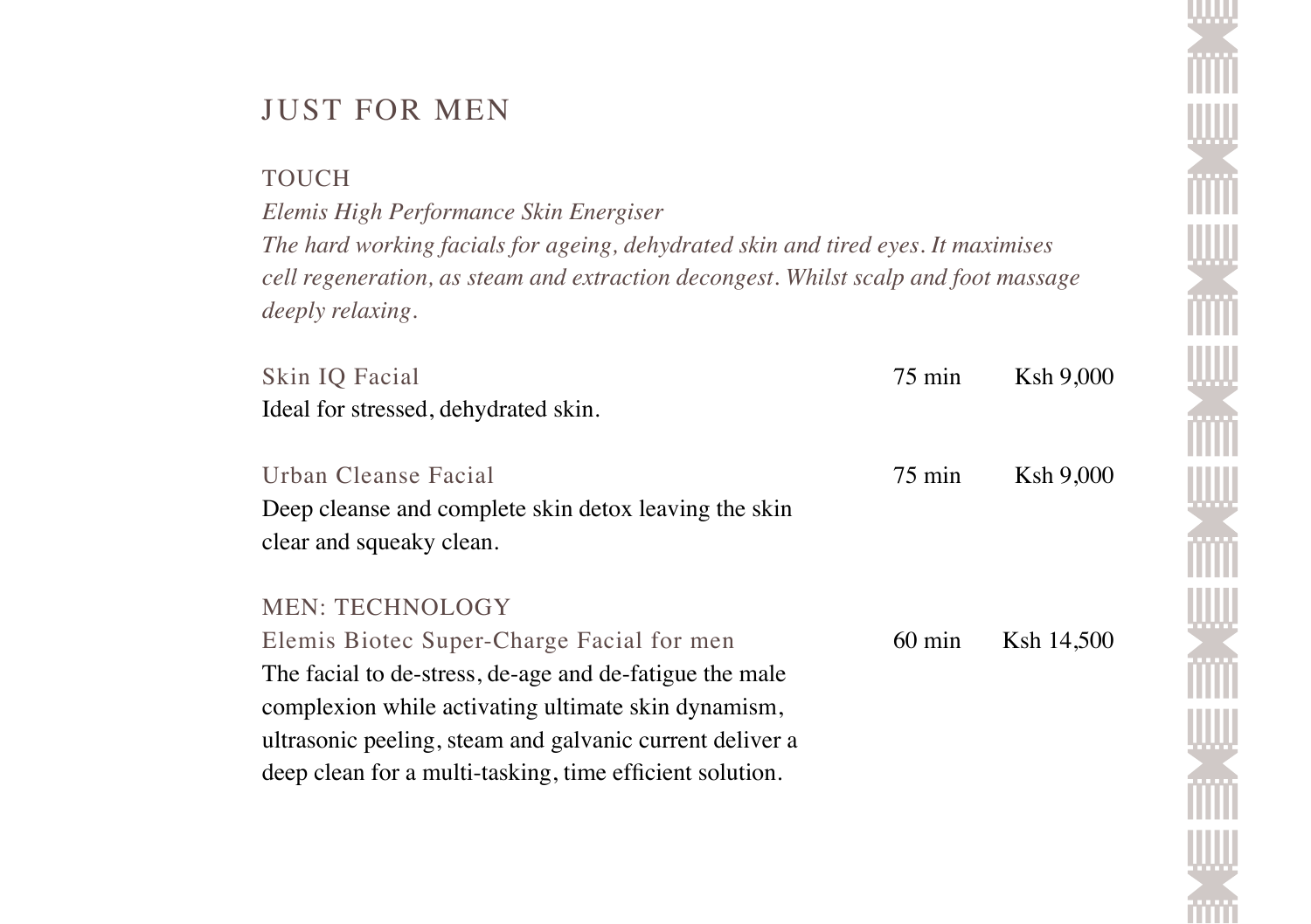# JUST FOR MEN

## TOUCH

*Elemis High Performance Skin Energiser*
*The hard working facials for ageing, dehydrated skin and tired eyes. It maximises cell regeneration, as steam and extraction decongest. Whilst scalp and foot massage deeply relaxing.*

Skin IQ Facial 75 min Ksh 9,000
Ideal for stressed, dehydrated skin.

Urban Cleanse Facial 75 min Ksh 9,000
Deep cleanse and complete skin detox leaving the skin clear and squeaky clean.

## MEN: TECHNOLOGY

Elemis Biotec Super-Charge Facial for men 60 min Ksh 14,500
The facial to de-stress, de-age and de-fatigue the male complexion while activating ultimate skin dynamism, ultrasonic peeling, steam and galvanic current deliver a deep clean for a multi-tasking, time efficient solution.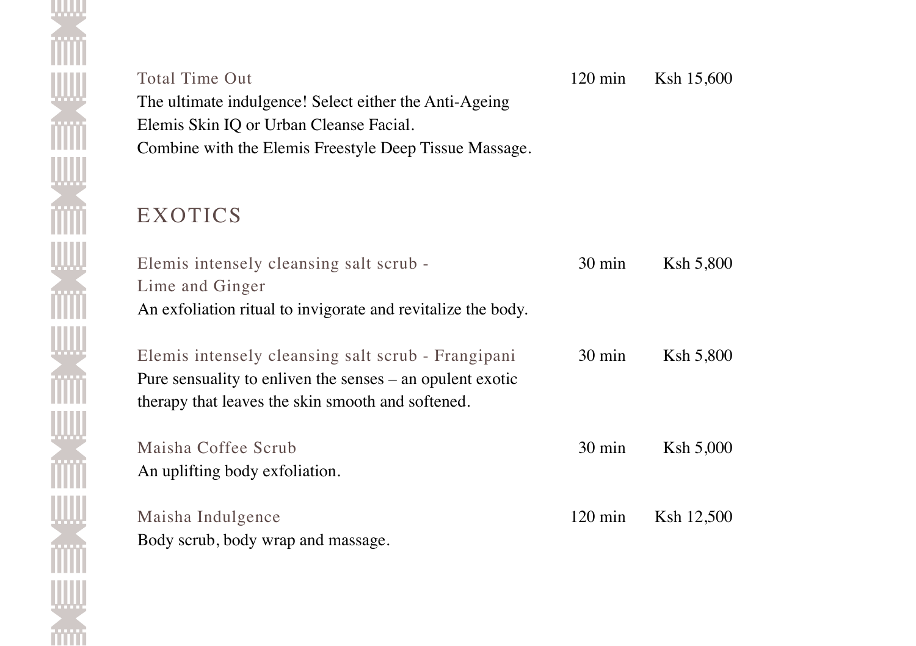Total Time Out 120 min Ksh 15,600

The ultimate indulgence! Select either the Anti-Ageing Elemis Skin IQ or Urban Cleanse Facial.
Combine with the Elemis Freestyle Deep Tissue Massage.

## EXOTICS

Elemis intensely cleansing salt scrub - Lime and Ginger 30 min Ksh 5,800

An exfoliation ritual to invigorate and revitalize the body.

Elemis intensely cleansing salt scrub - Frangipani 30 min Ksh 5,800

Pure sensuality to enliven the senses – an opulent exotic therapy that leaves the skin smooth and softened.

Maisha Coffee Scrub 30 min Ksh 5,000

An uplifting body exfoliation.

Maisha Indulgence 120 min Ksh 12,500

Body scrub, body wrap and massage.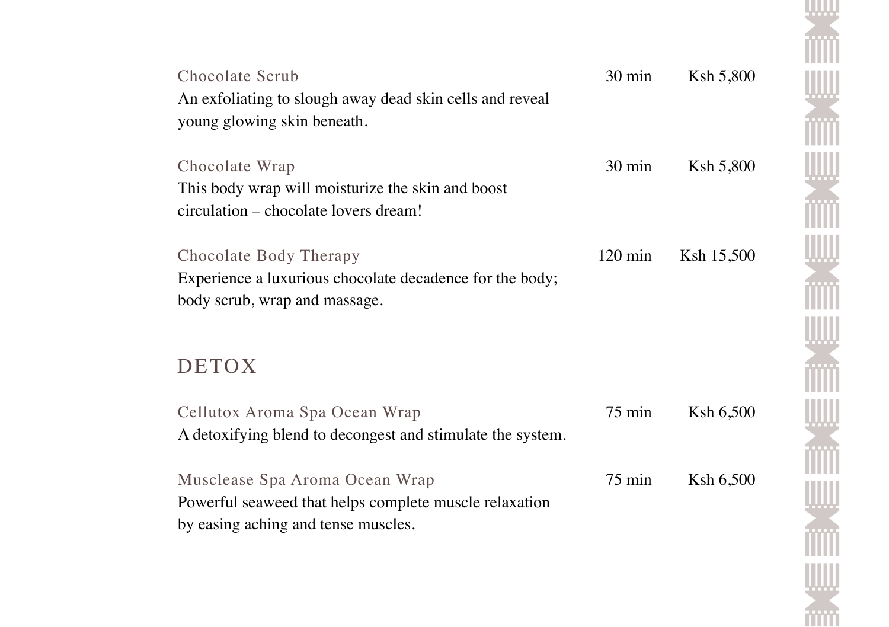Chocolate Scrub 30 min Ksh 5,800

An exfoliating to slough away dead skin cells and reveal young glowing skin beneath.

Chocolate Wrap 30 min Ksh 5,800

This body wrap will moisturize the skin and boost circulation – chocolate lovers dream!

Chocolate Body Therapy 120 min Ksh 15,500

Experience a luxurious chocolate decadence for the body; body scrub, wrap and massage.

## DETOX

Cellutox Aroma Spa Ocean Wrap 75 min Ksh 6,500

A detoxifying blend to decongest and stimulate the system.

Musclease Spa Aroma Ocean Wrap 75 min Ksh 6,500

Powerful seaweed that helps complete muscle relaxation by easing aching and tense muscles.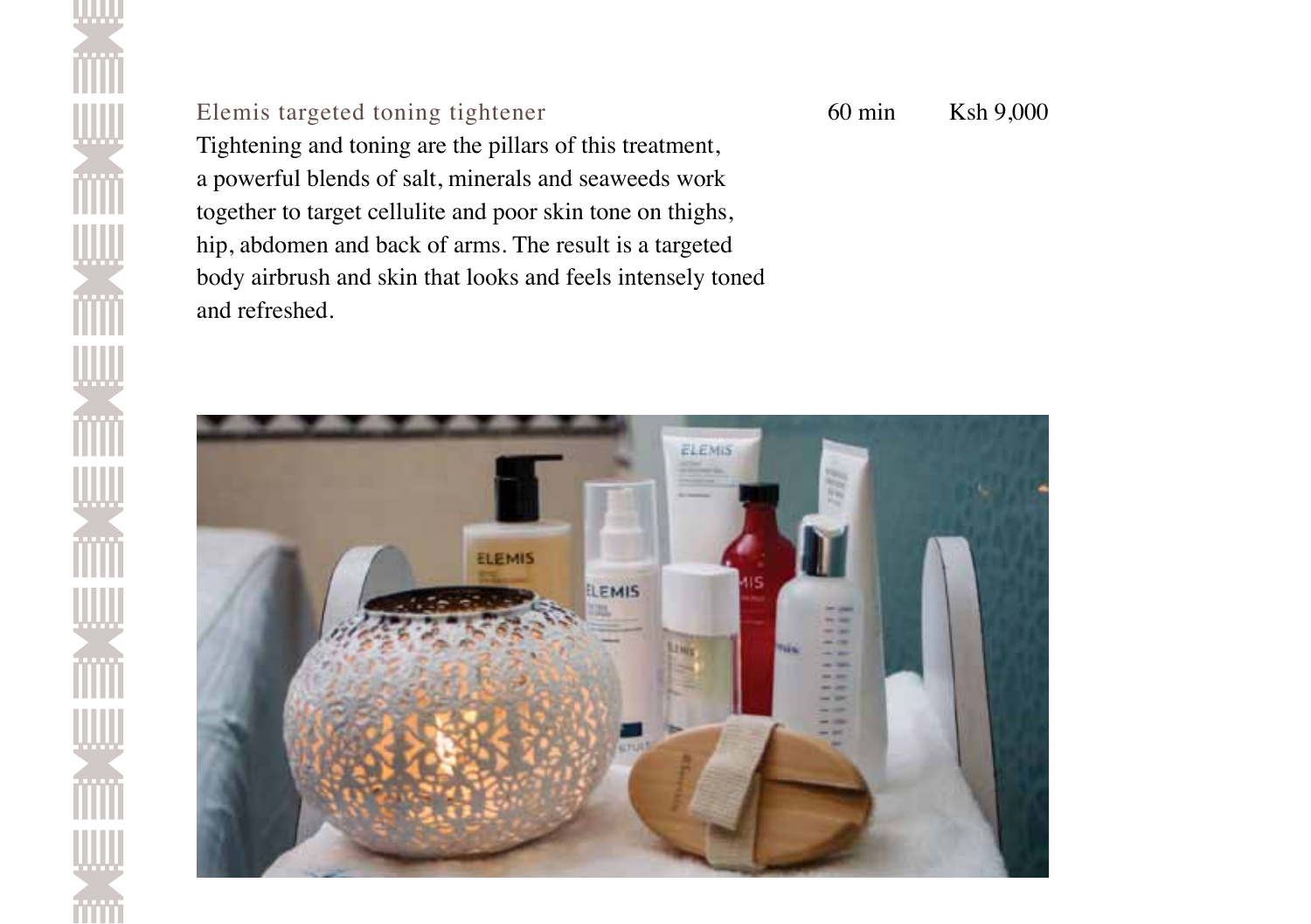### Elemis targeted toning tightener

60 min Ksh 9,000

Tightening and toning are the pillars of this treatment, a powerful blends of salt, minerals and seaweeds work together to target cellulite and poor skin tone on thighs, hip, abdomen and back of arms. The result is a targeted body airbrush and skin that looks and feels intensely toned and refreshed.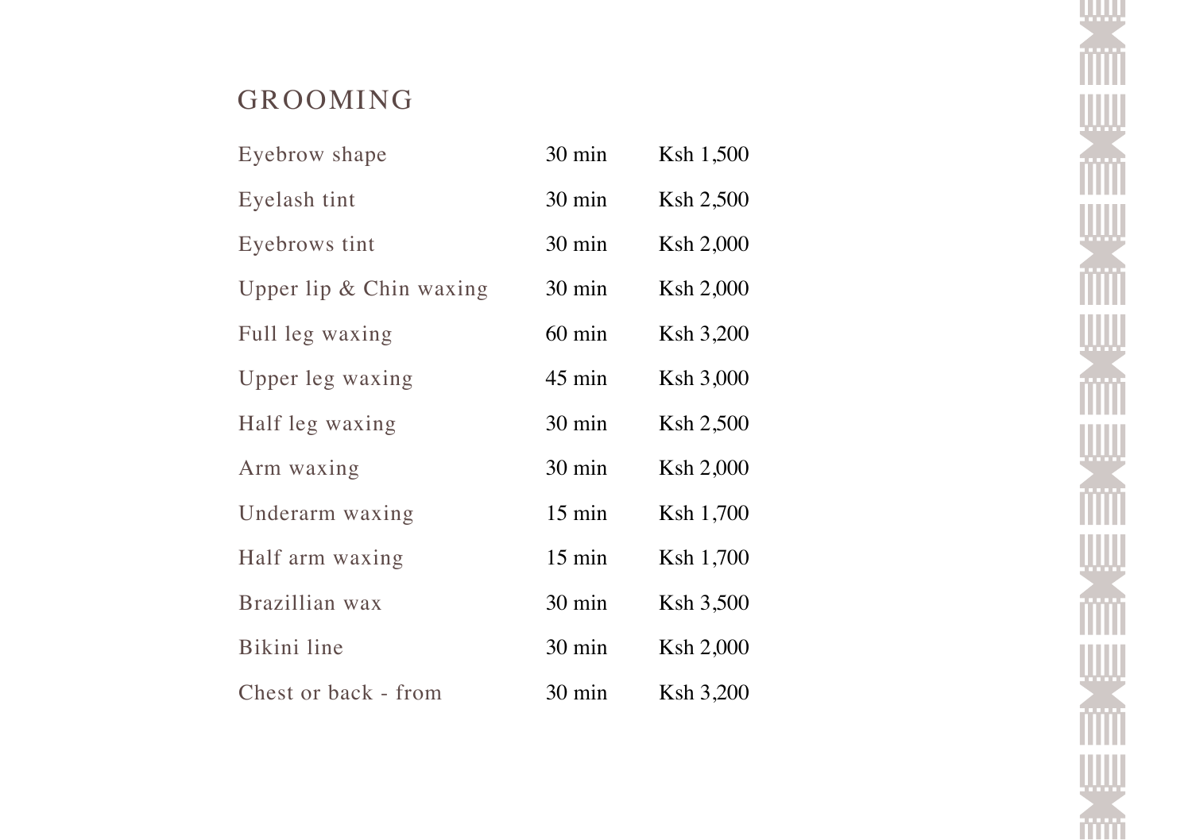## GROOMING

| | | |
|---|---|---|
| Eyebrow shape | 30 min | Ksh 1,500 |
| Eyelash tint | 30 min | Ksh 2,500 |
| Eyebrows tint | 30 min | Ksh 2,000 |
| Upper lip & Chin waxing | 30 min | Ksh 2,000 |
| Full leg waxing | 60 min | Ksh 3,200 |
| Upper leg waxing | 45 min | Ksh 3,000 |
| Half leg waxing | 30 min | Ksh 2,500 |
| Arm waxing | 30 min | Ksh 2,000 |
| Underarm waxing | 15 min | Ksh 1,700 |
| Half arm waxing | 15 min | Ksh 1,700 |
| Brazillian wax | 30 min | Ksh 3,500 |
| Bikini line | 30 min | Ksh 2,000 |
| Chest or back - from | 30 min | Ksh 3,200 |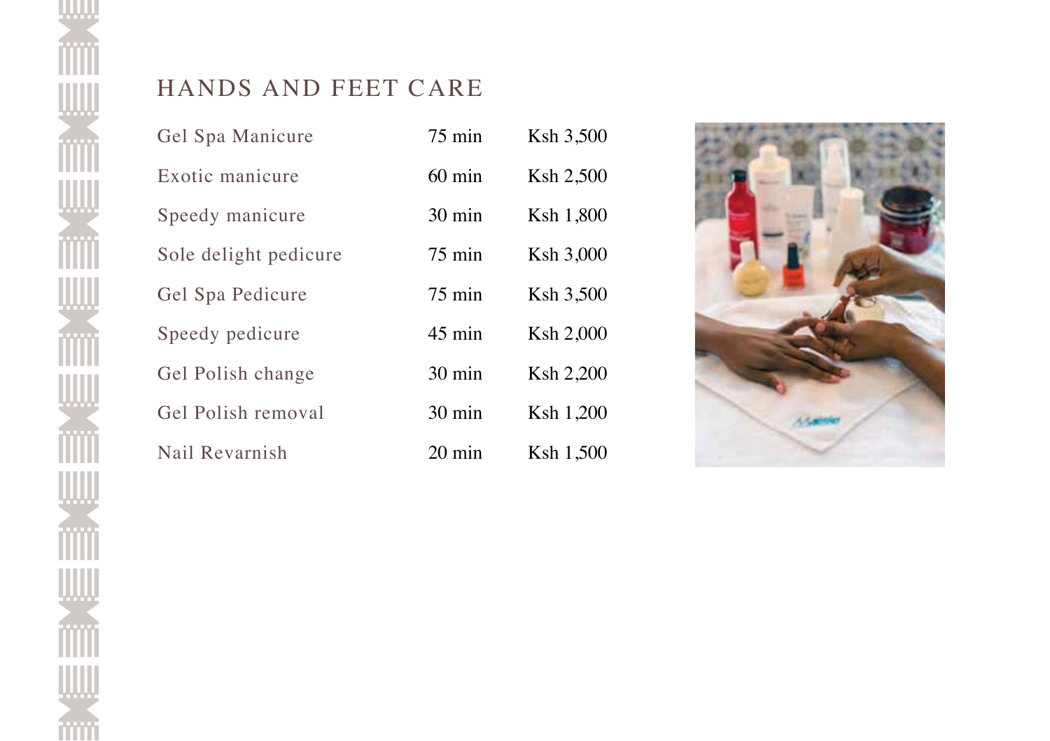## HANDS AND FEET CARE

| | | |
|---|---|---|
| Gel Spa Manicure | 75 min | Ksh 3,500 |
| Exotic manicure | 60 min | Ksh 2,500 |
| Speedy manicure | 30 min | Ksh 1,800 |
| Sole delight pedicure | 75 min | Ksh 3,000 |
| Gel Spa Pedicure | 75 min | Ksh 3,500 |
| Speedy pedicure | 45 min | Ksh 2,000 |
| Gel Polish change | 30 min | Ksh 2,200 |
| Gel Polish removal | 30 min | Ksh 1,200 |
| Nail Revarnish | 20 min | Ksh 1,500 |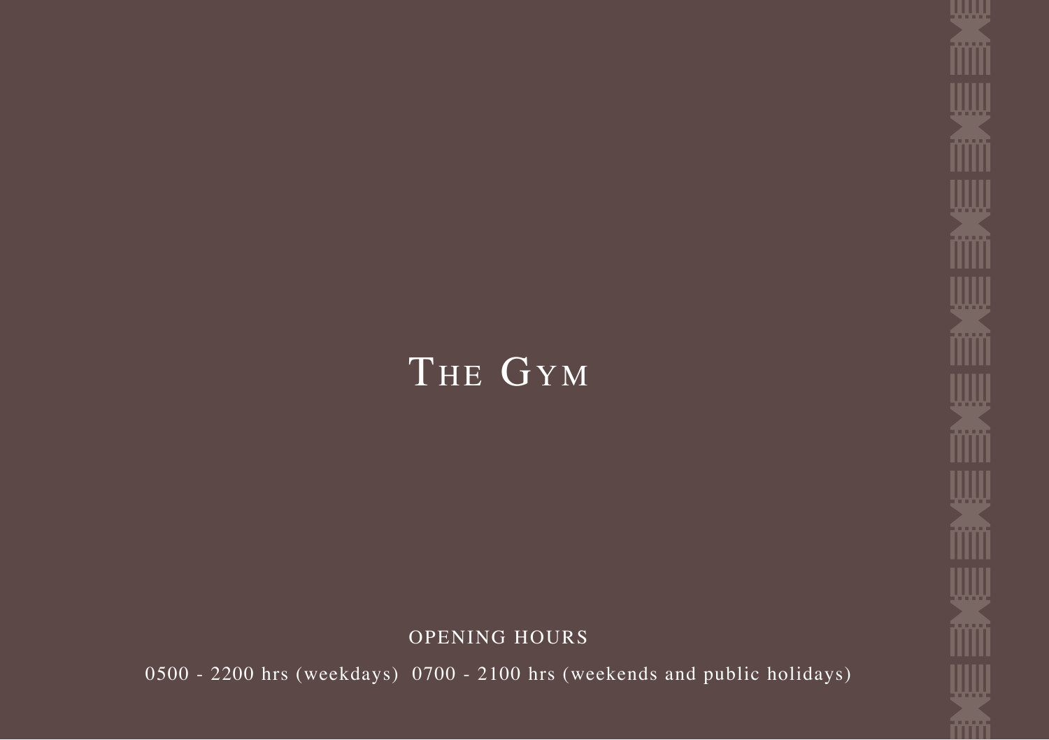# THE GYM

OPENING HOURS

0500 - 2200 hrs (weekdays) 0700 - 2100 hrs (weekends and public holidays)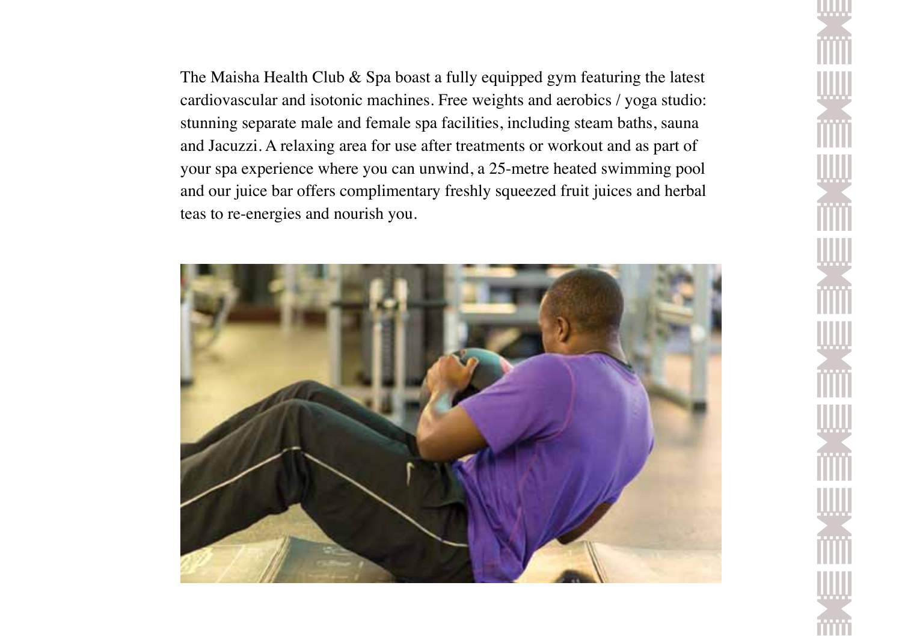The Maisha Health Club & Spa boast a fully equipped gym featuring the latest cardiovascular and isotonic machines. Free weights and aerobics / yoga studio: stunning separate male and female spa facilities, including steam baths, sauna and Jacuzzi. A relaxing area for use after treatments or workout and as part of your spa experience where you can unwind, a 25-metre heated swimming pool and our juice bar offers complimentary freshly squeezed fruit juices and herbal teas to re-energies and nourish you.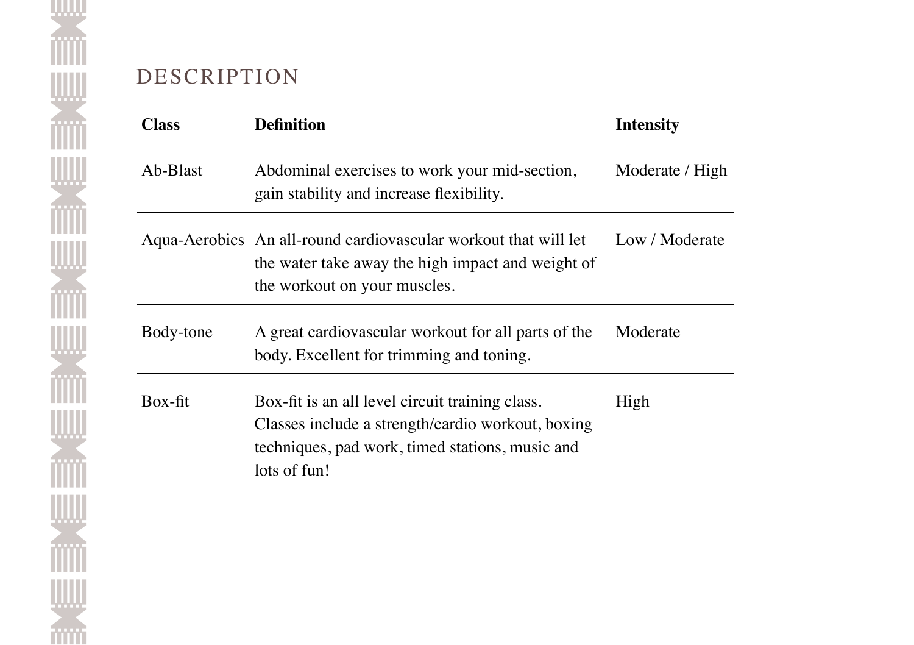## DESCRIPTION

| **Class** | **Definition** | **Intensity** |
| --- | --- | --- |
| Ab-Blast | Abdominal exercises to work your mid-section, gain stability and increase flexibility. | Moderate / High |
| Aqua-Aerobics | An all-round cardiovascular workout that will let the water take away the high impact and weight of the workout on your muscles. | Low / Moderate |
| Body-tone | A great cardiovascular workout for all parts of the body. Excellent for trimming and toning. | Moderate |
| Box-fit | Box-fit is an all level circuit training class. Classes include a strength/cardio workout, boxing techniques, pad work, timed stations, music and lots of fun! | High |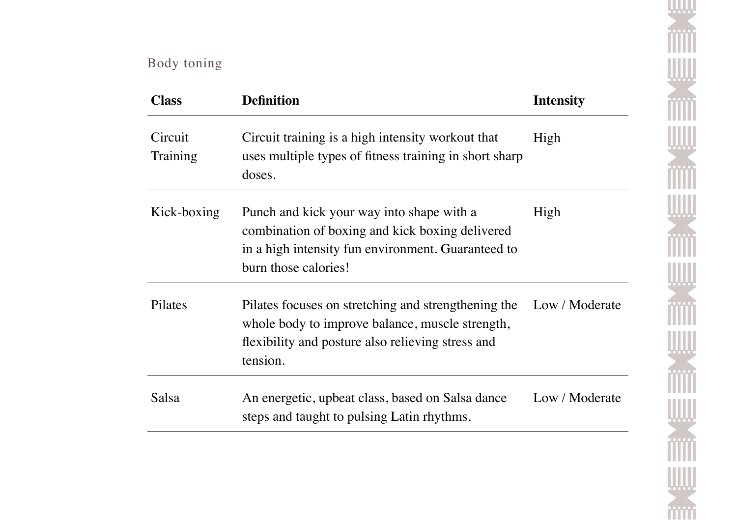## Body toning

| Class | Definition | Intensity |
|---|---|---|
| Circuit Training | Circuit training is a high intensity workout that uses multiple types of fitness training in short sharp doses. | High |
| Kick-boxing | Punch and kick your way into shape with a combination of boxing and kick boxing delivered in a high intensity fun environment. Guaranteed to burn those calories! | High |
| Pilates | Pilates focuses on stretching and strengthening the whole body to improve balance, muscle strength, flexibility and posture also relieving stress and tension. | Low / Moderate |
| Salsa | An energetic, upbeat class, based on Salsa dance steps and taught to pulsing Latin rhythms. | Low / Moderate |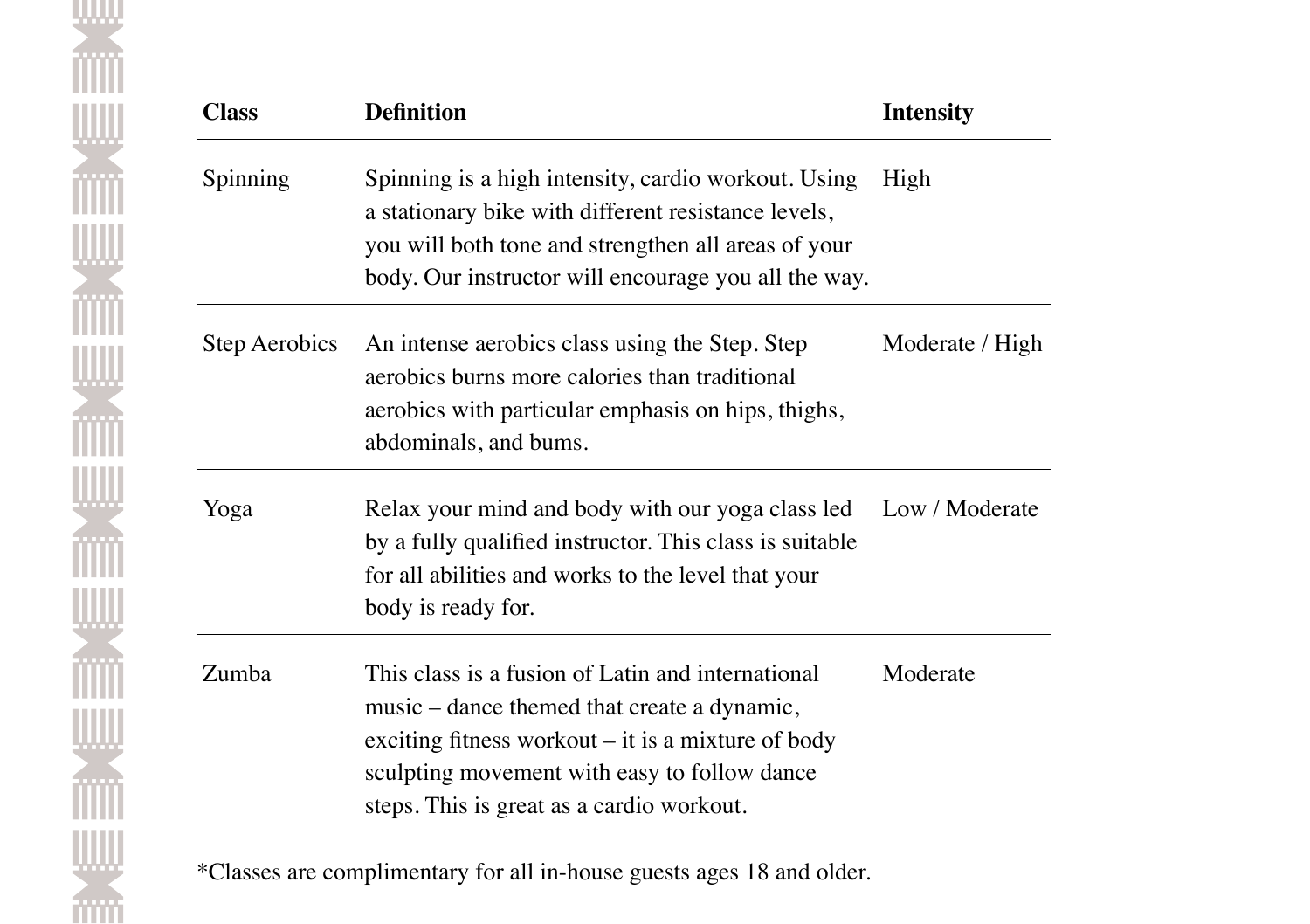| Class | Definition | Intensity |
|---|---|---|
| Spinning | Spinning is a high intensity, cardio workout. Using a stationary bike with different resistance levels, you will both tone and strengthen all areas of your body. Our instructor will encourage you all the way. | High |
| Step Aerobics | An intense aerobics class using the Step. Step aerobics burns more calories than traditional aerobics with particular emphasis on hips, thighs, abdominals, and bums. | Moderate / High |
| Yoga | Relax your mind and body with our yoga class led by a fully qualified instructor. This class is suitable for all abilities and works to the level that your body is ready for. | Low / Moderate |
| Zumba | This class is a fusion of Latin and international music – dance themed that create a dynamic, exciting fitness workout – it is a mixture of body sculpting movement with easy to follow dance steps. This is great as a cardio workout. | Moderate |

*Classes are complimentary for all in-house guests ages 18 and older.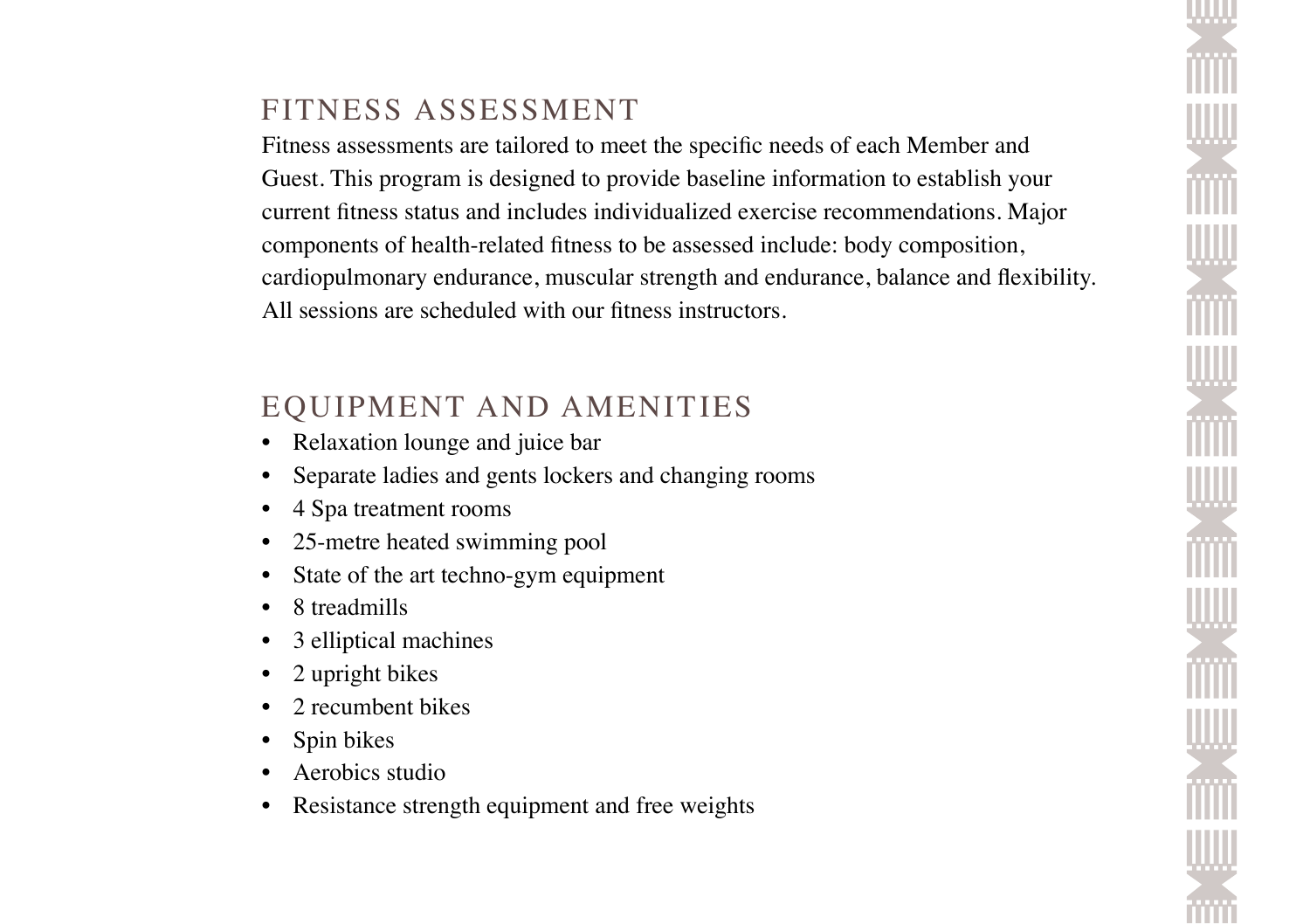## FITNESS ASSESSMENT

Fitness assessments are tailored to meet the specific needs of each Member and Guest. This program is designed to provide baseline information to establish your current fitness status and includes individualized exercise recommendations. Major components of health-related fitness to be assessed include: body composition, cardiopulmonary endurance, muscular strength and endurance, balance and flexibility. All sessions are scheduled with our fitness instructors.

## EQUIPMENT AND AMENITIES

- Relaxation lounge and juice bar
- Separate ladies and gents lockers and changing rooms
- 4 Spa treatment rooms
- 25-metre heated swimming pool
- State of the art techno-gym equipment
- 8 treadmills
- 3 elliptical machines
- 2 upright bikes
- 2 recumbent bikes
- Spin bikes
- Aerobics studio
- Resistance strength equipment and free weights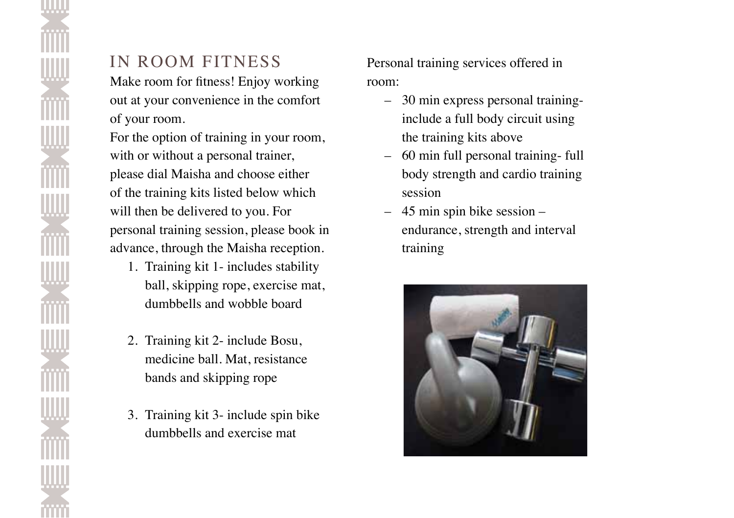# IN ROOM FITNESS

Make room for fitness! Enjoy working out at your convenience in the comfort of your room.

For the option of training in your room, with or without a personal trainer, please dial Maisha and choose either of the training kits listed below which will then be delivered to you. For personal training session, please book in advance, through the Maisha reception.

1. Training kit 1- includes stability ball, skipping rope, exercise mat, dumbbells and wobble board

2. Training kit 2- include Bosu, medicine ball. Mat, resistance bands and skipping rope

3. Training kit 3- include spin bike dumbbells and exercise mat

Personal training services offered in room:

- 30 min express personal training- include a full body circuit using the training kits above
- 60 min full personal training- full body strength and cardio training session
- 45 min spin bike session – endurance, strength and interval training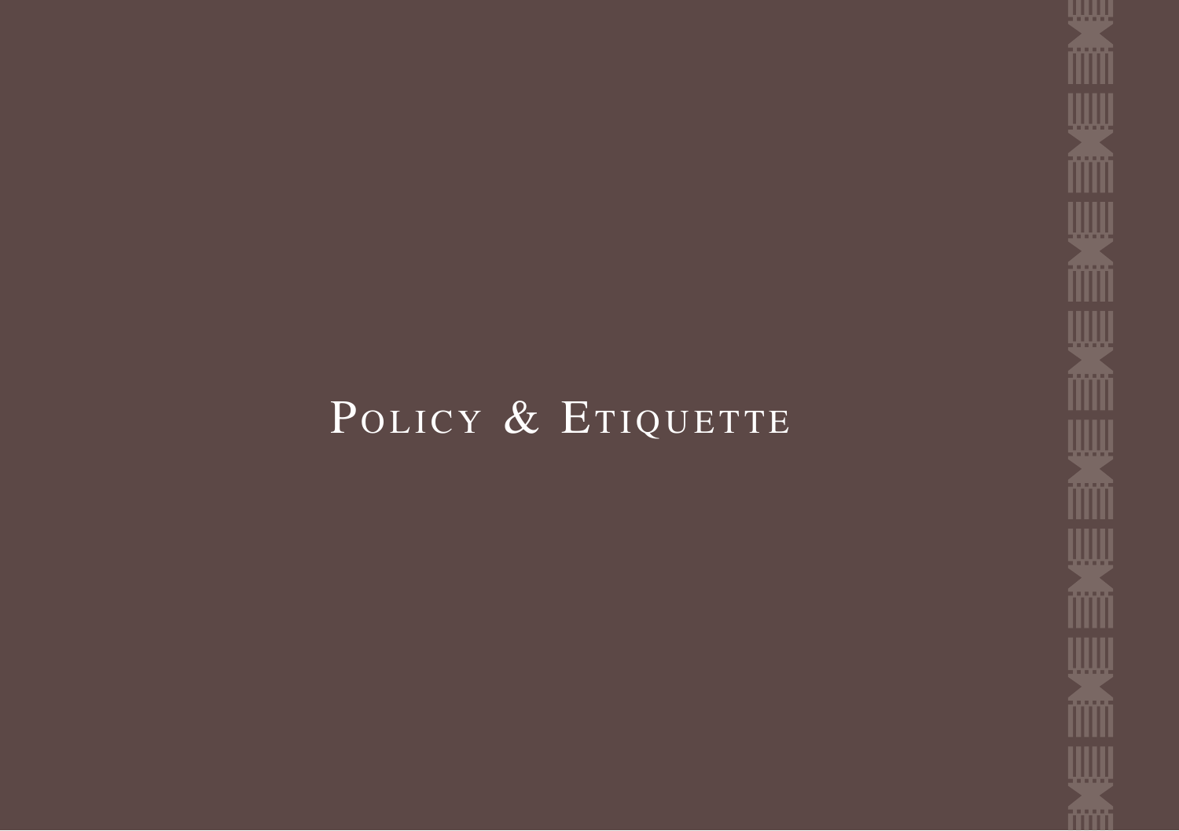# Policy & Etiquette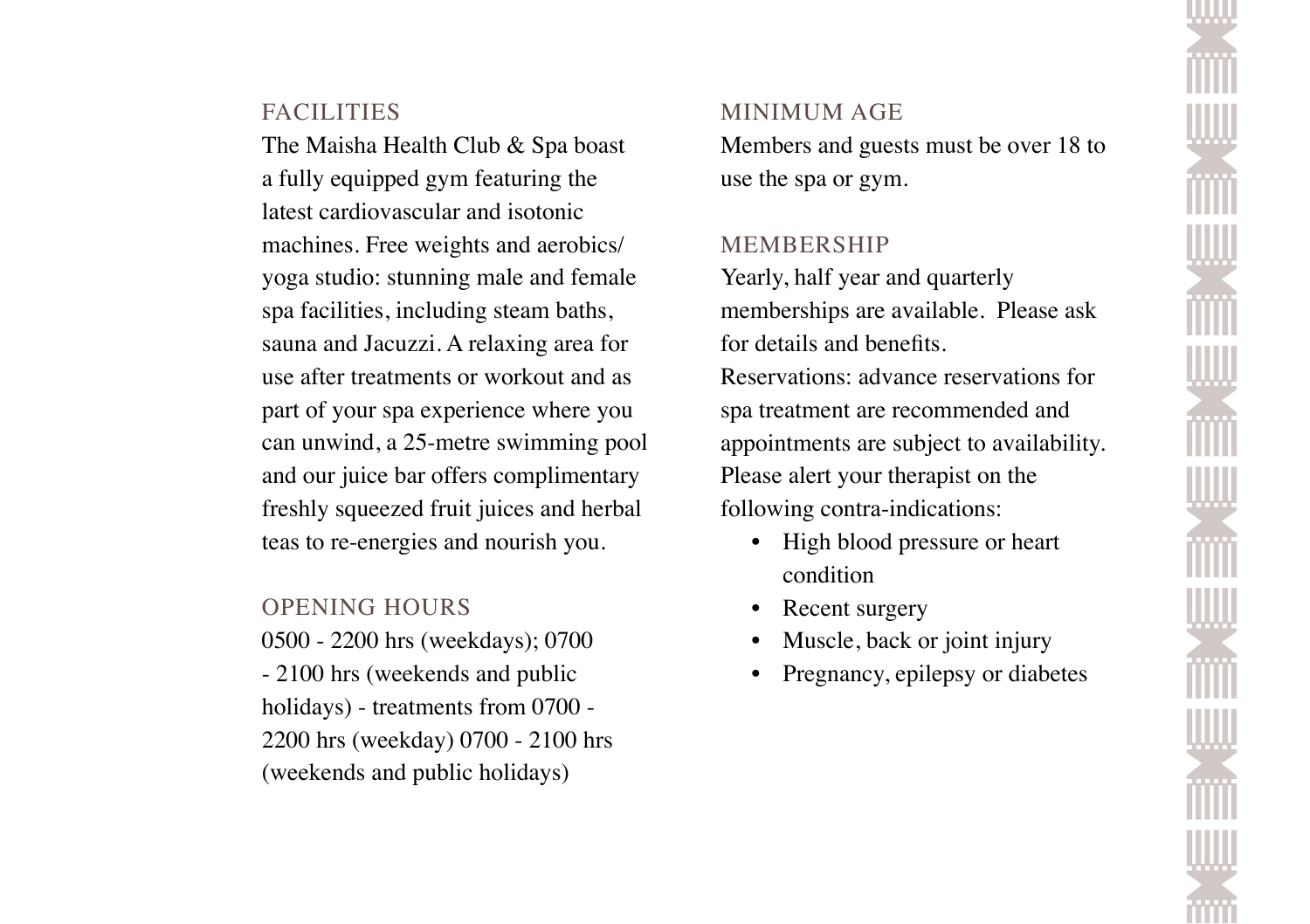## FACILITIES

The Maisha Health Club & Spa boast a fully equipped gym featuring the latest cardiovascular and isotonic machines. Free weights and aerobics/ yoga studio: stunning male and female spa facilities, including steam baths, sauna and Jacuzzi. A relaxing area for use after treatments or workout and as part of your spa experience where you can unwind, a 25-metre swimming pool and our juice bar offers complimentary freshly squeezed fruit juices and herbal teas to re-energies and nourish you.

## OPENING HOURS

0500 - 2200 hrs (weekdays); 0700 - 2100 hrs (weekends and public holidays) - treatments from 0700 - 2200 hrs (weekday) 0700 - 2100 hrs (weekends and public holidays)

## MINIMUM AGE

Members and guests must be over 18 to use the spa or gym.

## MEMBERSHIP

Yearly, half year and quarterly memberships are available. Please ask for details and benefits.

Reservations: advance reservations for spa treatment are recommended and appointments are subject to availability. Please alert your therapist on the following contra-indications:

- High blood pressure or heart condition
- Recent surgery
- Muscle, back or joint injury
- Pregnancy, epilepsy or diabetes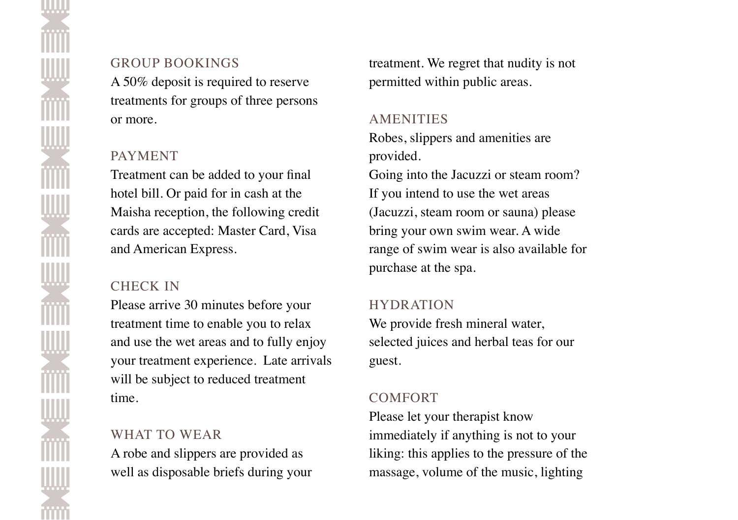## GROUP BOOKINGS

A 50% deposit is required to reserve treatments for groups of three persons or more.

## PAYMENT

Treatment can be added to your final hotel bill. Or paid for in cash at the Maisha reception, the following credit cards are accepted: Master Card, Visa and American Express.

## CHECK IN

Please arrive 30 minutes before your treatment time to enable you to relax and use the wet areas and to fully enjoy your treatment experience. Late arrivals will be subject to reduced treatment time.

## WHAT TO WEAR

A robe and slippers are provided as well as disposable briefs during your treatment. We regret that nudity is not permitted within public areas.

## AMENITIES

Robes, slippers and amenities are provided.
Going into the Jacuzzi or steam room? If you intend to use the wet areas (Jacuzzi, steam room or sauna) please bring your own swim wear. A wide range of swim wear is also available for purchase at the spa.

## HYDRATION

We provide fresh mineral water, selected juices and herbal teas for our guest.

## COMFORT

Please let your therapist know immediately if anything is not to your liking: this applies to the pressure of the massage, volume of the music, lighting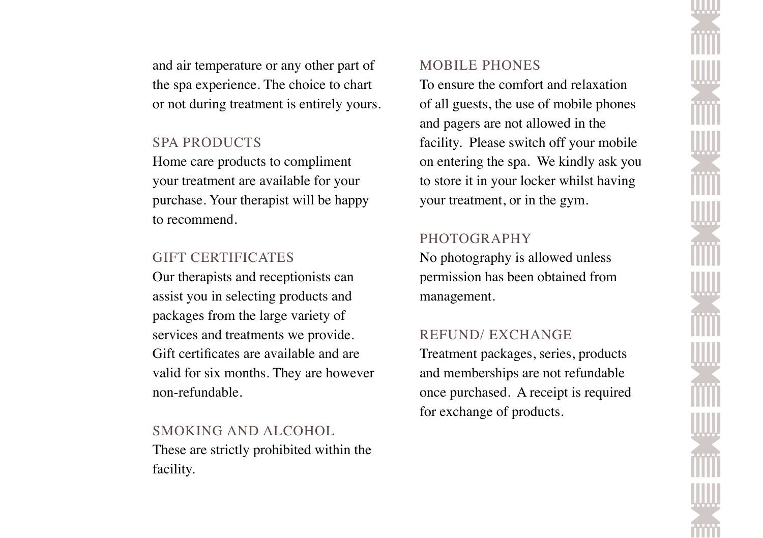and air temperature or any other part of the spa experience. The choice to chart or not during treatment is entirely yours.

## SPA PRODUCTS

Home care products to compliment your treatment are available for your purchase. Your therapist will be happy to recommend.

## GIFT CERTIFICATES

Our therapists and receptionists can assist you in selecting products and packages from the large variety of services and treatments we provide. Gift certificates are available and are valid for six months. They are however non-refundable.

## SMOKING AND ALCOHOL

These are strictly prohibited within the facility.

## MOBILE PHONES

To ensure the comfort and relaxation of all guests, the use of mobile phones and pagers are not allowed in the facility. Please switch off your mobile on entering the spa. We kindly ask you to store it in your locker whilst having your treatment, or in the gym.

## PHOTOGRAPHY

No photography is allowed unless permission has been obtained from management.

## REFUND/ EXCHANGE

Treatment packages, series, products and memberships are not refundable once purchased. A receipt is required for exchange of products.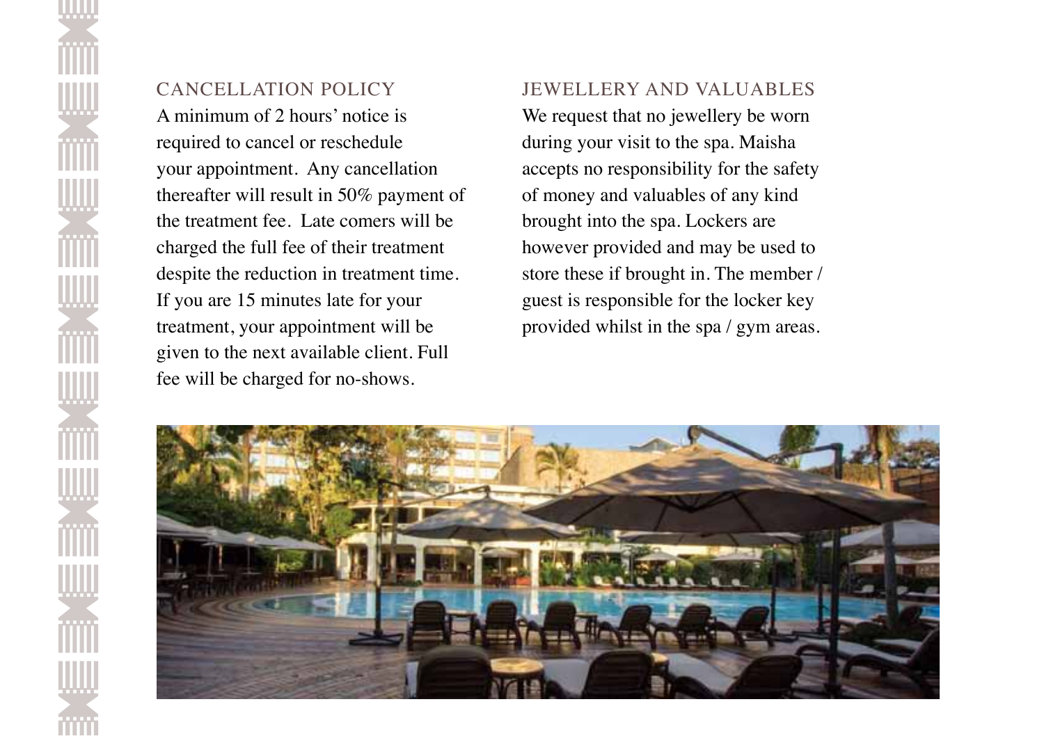## CANCELLATION POLICY

A minimum of 2 hours' notice is required to cancel or reschedule your appointment. Any cancellation thereafter will result in 50% payment of the treatment fee. Late comers will be charged the full fee of their treatment despite the reduction in treatment time. If you are 15 minutes late for your treatment, your appointment will be given to the next available client. Full fee will be charged for no-shows.

## JEWELLERY AND VALUABLES

We request that no jewellery be worn during your visit to the spa. Maisha accepts no responsibility for the safety of money and valuables of any kind brought into the spa. Lockers are however provided and may be used to store these if brought in. The member / guest is responsible for the locker key provided whilst in the spa / gym areas.